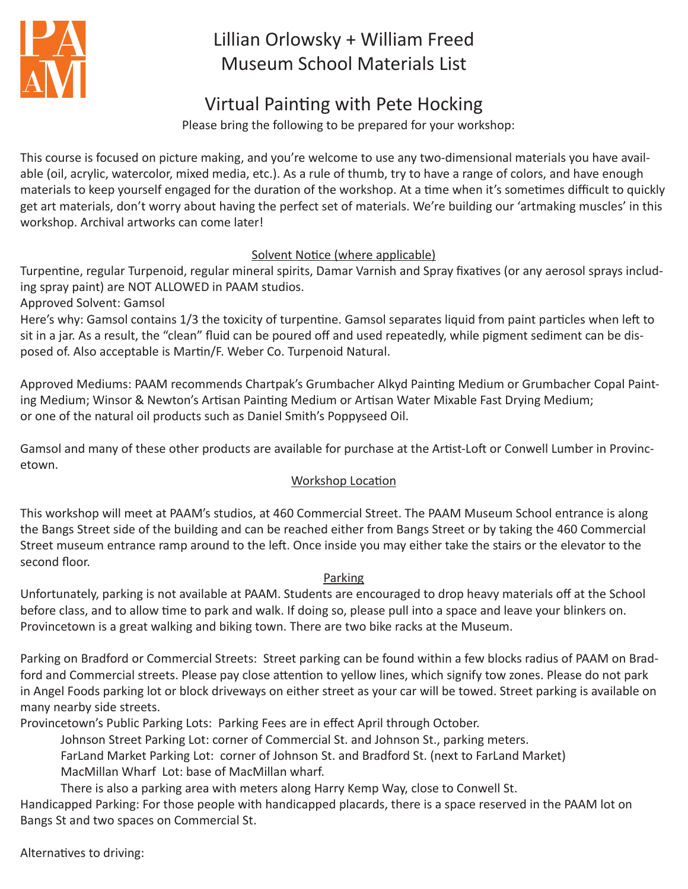PAAM

# Lillian Orlowsky + William Freed Museum School Materials List

## Virtual Painting with Pete Hocking

Please bring the following to be prepared for your workshop:

This course is focused on picture making, and you're welcome to use any two-dimensional materials you have available (oil, acrylic, watercolor, mixed media, etc.). As a rule of thumb, try to have a range of colors, and have enough materials to keep yourself engaged for the duration of the workshop. At a time when it's sometimes difficult to quickly get art materials, don't worry about having the perfect set of materials. We're building our 'artmaking muscles' in this workshop. Archival artworks can come later!

### Solvent Notice (where applicable)

Turpentine, regular Turpenoid, regular mineral spirits, Damar Varnish and Spray fixatives (or any aerosol sprays including spray paint) are NOT ALLOWED in PAAM studios.

Approved Solvent: Gamsol

Here's why: Gamsol contains 1/3 the toxicity of turpentine. Gamsol separates liquid from paint particles when left to sit in a jar. As a result, the "clean" fluid can be poured off and used repeatedly, while pigment sediment can be disposed of. Also acceptable is Martin/F. Weber Co. Turpenoid Natural.

Approved Mediums: PAAM recommends Chartpak's Grumbacher Alkyd Painting Medium or Grumbacher Copal Painting Medium; Winsor & Newton's Artisan Painting Medium or Artisan Water Mixable Fast Drying Medium; or one of the natural oil products such as Daniel Smith's Poppyseed Oil.

Gamsol and many of these other products are available for purchase at the Artist-Loft or Conwell Lumber in Provincetown.

### Workshop Location

This workshop will meet at PAAM's studios, at 460 Commercial Street. The PAAM Museum School entrance is along the Bangs Street side of the building and can be reached either from Bangs Street or by taking the 460 Commercial Street museum entrance ramp around to the left. Once inside you may either take the stairs or the elevator to the second floor.

### Parking

Unfortunately, parking is not available at PAAM. Students are encouraged to drop heavy materials off at the School before class, and to allow time to park and walk. If doing so, please pull into a space and leave your blinkers on. Provincetown is a great walking and biking town. There are two bike racks at the Museum.

Parking on Bradford or Commercial Streets: Street parking can be found within a few blocks radius of PAAM on Bradford and Commercial streets. Please pay close attention to yellow lines, which signify tow zones. Please do not park in Angel Foods parking lot or block driveways on either street as your car will be towed. Street parking is available on many nearby side streets.

Provincetown's Public Parking Lots: Parking Fees are in effect April through October.

- Johnson Street Parking Lot: corner of Commercial St. and Johnson St., parking meters.
- FarLand Market Parking Lot: corner of Johnson St. and Bradford St. (next to FarLand Market)
- MacMillan Wharf Lot: base of MacMillan wharf.
- There is also a parking area with meters along Harry Kemp Way, close to Conwell St.

Handicapped Parking: For those people with handicapped placards, there is a space reserved in the PAAM lot on Bangs St and two spaces on Commercial St.

Alternatives to driving: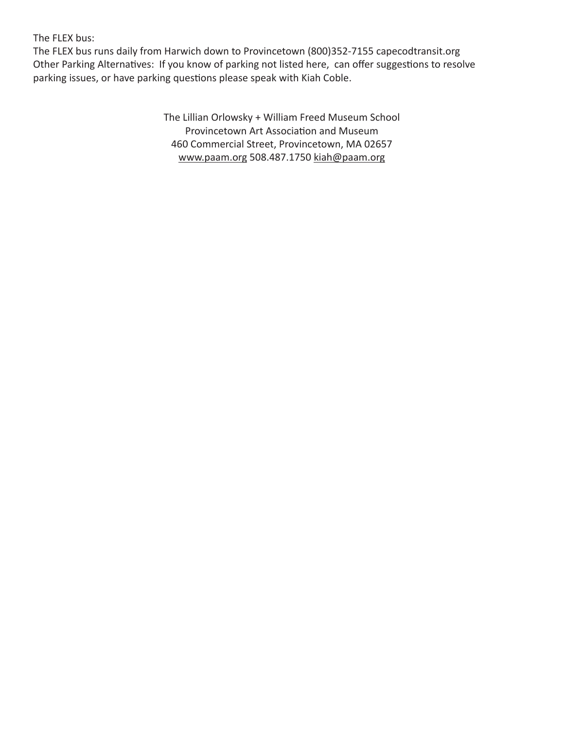The FLEX bus:

The FLEX bus runs daily from Harwich down to Provincetown (800)352-7155 capecodtransit.org

Other Parking Alternatives: If you know of parking not listed here, can offer suggestions to resolve parking issues, or have parking questions please speak with Kiah Coble.

The Lillian Orlowsky + William Freed Museum School
Provincetown Art Association and Museum
460 Commercial Street, Provincetown, MA 02657
www.paam.org 508.487.1750 kiah@paam.org